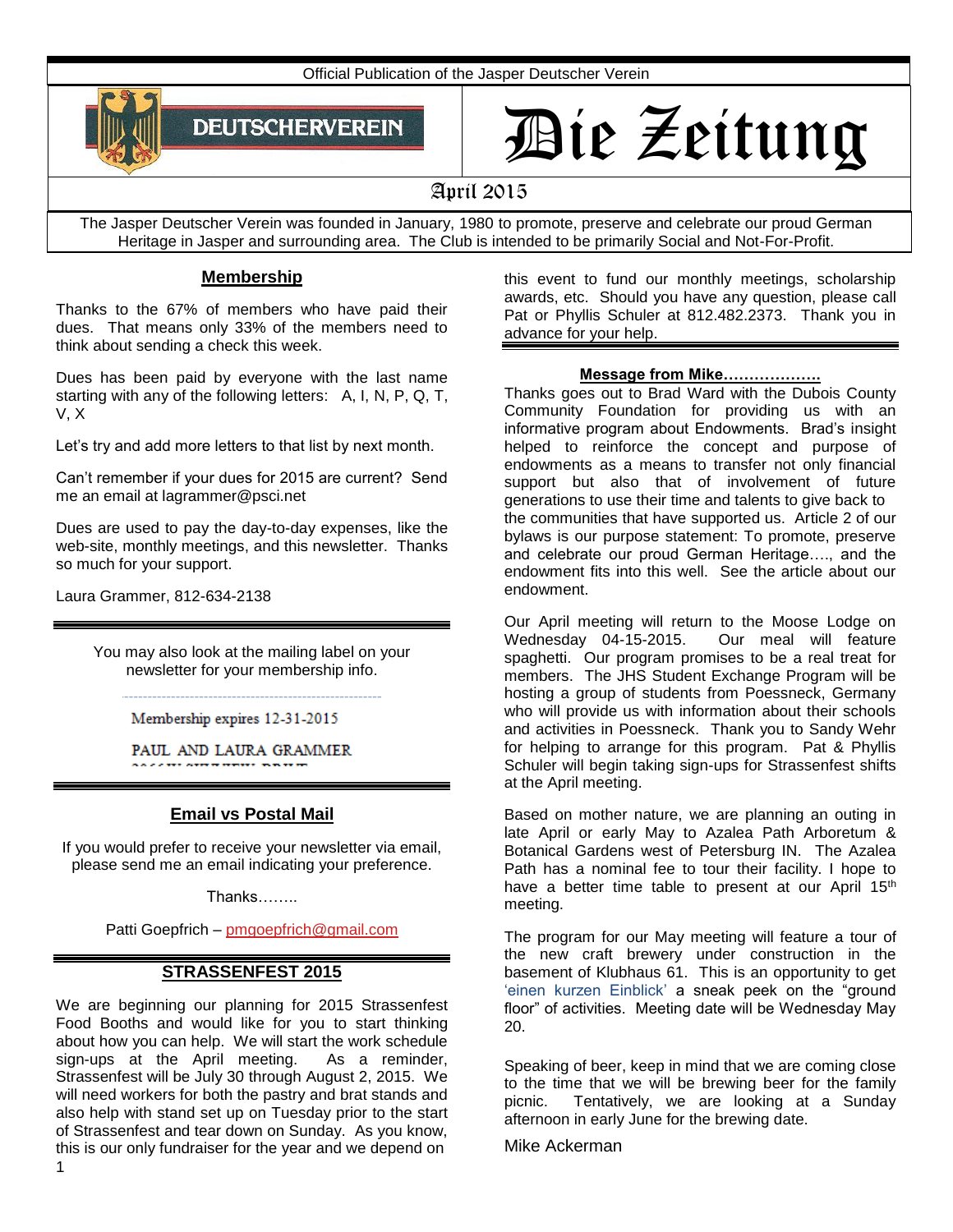Official Publication of the Jasper Deutscher Verein

DEUTSCHERVEREIN

# Die Zeitung

April 2015

The Jasper Deutscher Verein was founded in January, 1980 to promote, preserve and celebrate our proud German Heritage in Jasper and surrounding area. The Club is intended to be primarily Social and Not-For-Profit.

## Membership

Thanks to the 67% of members who have paid their dues. That means only 33% of the members need to think about sending a check this week.

Dues has been paid by everyone with the last name starting with any of the following letters: A, I, N, P, Q, T, V, X

Let's try and add more letters to that list by next month.

Can't remember if your dues for 2015 are current? Send me an email at lagrammer@psci.net

Dues are used to pay the day-to-day expenses, like the web-site, monthly meetings, and this newsletter. Thanks so much for your support.

Laura Grammer, 812-634-2138

You may also look at the mailing label on your newsletter for your membership info.

Membership expires 12-31-2015

PAUL AND LAURA GRAMMER

## Email vs Postal Mail

If you would prefer to receive your newsletter via email, please send me an email indicating your preference.

Thanks……..

Patti Goepfrich – pmgoepfrich@gmail.com

## STRASSENFEST 2015

We are beginning our planning for 2015 Strassenfest Food Booths and would like for you to start thinking about how you can help. We will start the work schedule sign-ups at the April meeting. As a reminder, Strassenfest will be July 30 through August 2, 2015. We will need workers for both the pastry and brat stands and also help with stand set up on Tuesday prior to the start of Strassenfest and tear down on Sunday. As you know, this is our only fundraiser for the year and we depend on this event to fund our monthly meetings, scholarship awards, etc. Should you have any question, please call Pat or Phyllis Schuler at 812.482.2373. Thank you in advance for your help.

## Message from Mike……………….

Thanks goes out to Brad Ward with the Dubois County Community Foundation for providing us with an informative program about Endowments. Brad's insight helped to reinforce the concept and purpose of endowments as a means to transfer not only financial support but also that of involvement of future generations to use their time and talents to give back to the communities that have supported us. Article 2 of our bylaws is our purpose statement: To promote, preserve and celebrate our proud German Heritage…., and the endowment fits into this well. See the article about our endowment.

Our April meeting will return to the Moose Lodge on Wednesday 04-15-2015. Our meal will feature spaghetti. Our program promises to be a real treat for members. The JHS Student Exchange Program will be hosting a group of students from Poessneck, Germany who will provide us with information about their schools and activities in Poessneck. Thank you to Sandy Wehr for helping to arrange for this program. Pat & Phyllis Schuler will begin taking sign-ups for Strassenfest shifts at the April meeting.

Based on mother nature, we are planning an outing in late April or early May to Azalea Path Arboretum & Botanical Gardens west of Petersburg IN. The Azalea Path has a nominal fee to tour their facility. I hope to have a better time table to present at our April 15th meeting.

The program for our May meeting will feature a tour of the new craft brewery under construction in the basement of Klubhaus 61. This is an opportunity to get 'einen kurzen Einblick' a sneak peek on the "ground floor" of activities. Meeting date will be Wednesday May 20.

Speaking of beer, keep in mind that we are coming close to the time that we will be brewing beer for the family picnic. Tentatively, we are looking at a Sunday afternoon in early June for the brewing date.

Mike Ackerman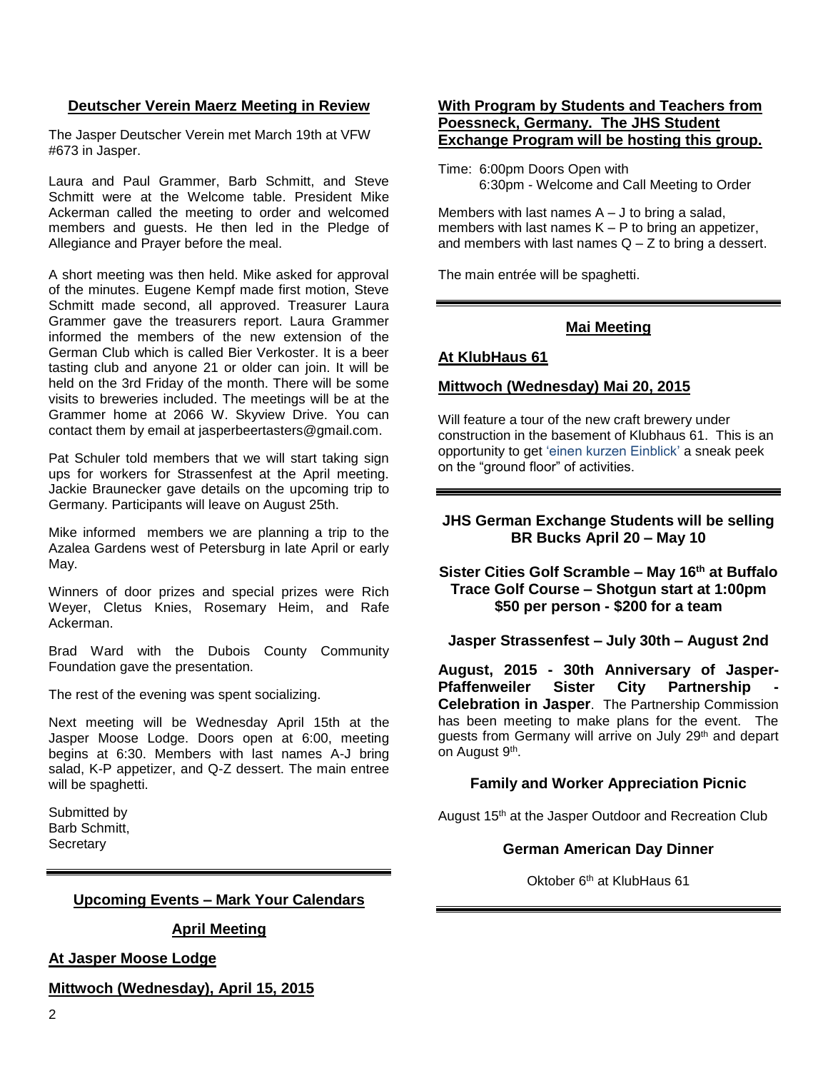## Deutscher Verein Maerz Meeting in Review

The Jasper Deutscher Verein met March 19th at VFW #673 in Jasper.

Laura and Paul Grammer, Barb Schmitt, and Steve Schmitt were at the Welcome table. President Mike Ackerman called the meeting to order and welcomed members and guests. He then led in the Pledge of Allegiance and Prayer before the meal.

A short meeting was then held. Mike asked for approval of the minutes. Eugene Kempf made first motion, Steve Schmitt made second, all approved. Treasurer Laura Grammer gave the treasurers report. Laura Grammer informed the members of the new extension of the German Club which is called Bier Verkoster. It is a beer tasting club and anyone 21 or older can join. It will be held on the 3rd Friday of the month. There will be some visits to breweries included. The meetings will be at the Grammer home at 2066 W. Skyview Drive. You can contact them by email at jasperbeertasters@gmail.com.

Pat Schuler told members that we will start taking sign ups for workers for Strassenfest at the April meeting. Jackie Braunecker gave details on the upcoming trip to Germany. Participants will leave on August 25th.

Mike informed members we are planning a trip to the Azalea Gardens west of Petersburg in late April or early May.

Winners of door prizes and special prizes were Rich Weyer, Cletus Knies, Rosemary Heim, and Rafe Ackerman.

Brad Ward with the Dubois County Community Foundation gave the presentation.

The rest of the evening was spent socializing.

Next meeting will be Wednesday April 15th at the Jasper Moose Lodge. Doors open at 6:00, meeting begins at 6:30. Members with last names A-J bring salad, K-P appetizer, and Q-Z dessert. The main entree will be spaghetti.

Submitted by
Barb Schmitt,
Secretary

---

## Upcoming Events – Mark Your Calendars

### April Meeting

**At Jasper Moose Lodge**

**Mittwoch (Wednesday), April 15, 2015**

**With Program by Students and Teachers from Poessneck, Germany. The JHS Student Exchange Program will be hosting this group.**

Time: 6:00pm Doors Open with
6:30pm - Welcome and Call Meeting to Order

Members with last names A – J to bring a salad, members with last names K – P to bring an appetizer, and members with last names Q – Z to bring a dessert.

The main entrée will be spaghetti.

---

### Mai Meeting

**At KlubHaus 61**

**Mittwoch (Wednesday) Mai 20, 2015**

Will feature a tour of the new craft brewery under construction in the basement of Klubhaus 61. This is an opportunity to get 'einen kurzen Einblick' a sneak peek on the "ground floor" of activities.

---

**JHS German Exchange Students will be selling BR Bucks April 20 – May 10**

**Sister Cities Golf Scramble – May 16th at Buffalo Trace Golf Course – Shotgun start at 1:00pm $50 per person - $200 for a team**

**Jasper Strassenfest – July 30th – August 2nd**

**August, 2015 - 30th Anniversary of Jasper-Pfaffenweiler Sister City Partnership - Celebration in Jasper**. The Partnership Commission has been meeting to make plans for the event. The guests from Germany will arrive on July 29th and depart on August 9th.

**Family and Worker Appreciation Picnic**

August 15th at the Jasper Outdoor and Recreation Club

**German American Day Dinner**

Oktober 6th at KlubHaus 61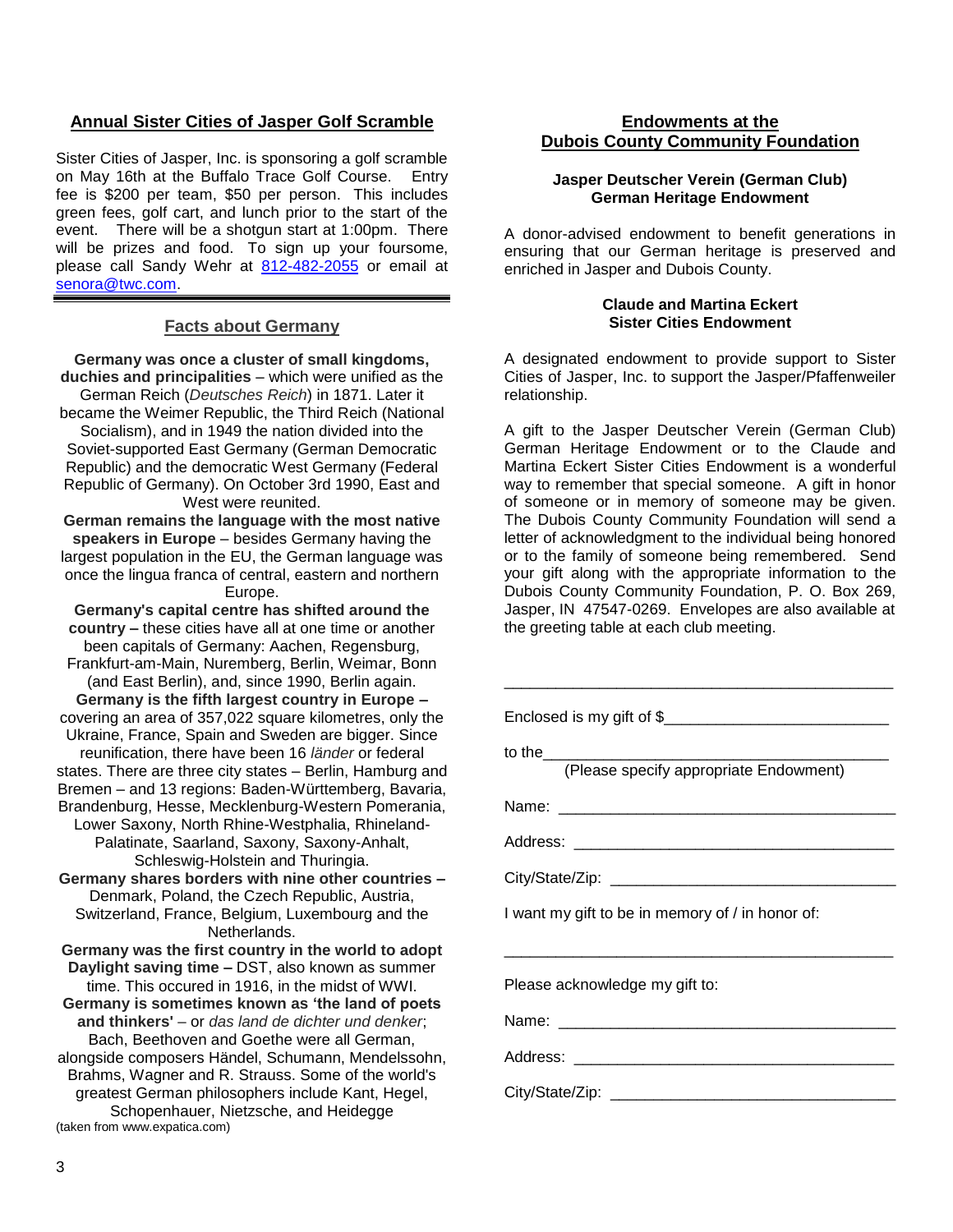## Annual Sister Cities of Jasper Golf Scramble

Sister Cities of Jasper, Inc. is sponsoring a golf scramble on May 16th at the Buffalo Trace Golf Course. Entry fee is $200 per team, $50 per person. This includes green fees, golf cart, and lunch prior to the start of the event. There will be a shotgun start at 1:00pm. There will be prizes and food. To sign up your foursome, please call Sandy Wehr at 812-482-2055 or email at senora@twc.com.

---

## Facts about Germany

**Germany was once a cluster of small kingdoms, duchies and principalities** – which were unified as the German Reich (*Deutsches Reich*) in 1871. Later it became the Weimer Republic, the Third Reich (National Socialism), and in 1949 the nation divided into the Soviet-supported East Germany (German Democratic Republic) and the democratic West Germany (Federal Republic of Germany). On October 3rd 1990, East and West were reunited.

**German remains the language with the most native speakers in Europe** – besides Germany having the largest population in the EU, the German language was once the lingua franca of central, eastern and northern Europe.

**Germany's capital centre has shifted around the country –** these cities have all at one time or another been capitals of Germany: Aachen, Regensburg, Frankfurt-am-Main, Nuremberg, Berlin, Weimar, Bonn (and East Berlin), and, since 1990, Berlin again.

**Germany is the fifth largest country in Europe –** covering an area of 357,022 square kilometres, only the Ukraine, France, Spain and Sweden are bigger. Since reunification, there have been 16 *länder* or federal states. There are three city states – Berlin, Hamburg and Bremen – and 13 regions: Baden-Württemberg, Bavaria, Brandenburg, Hesse, Mecklenburg-Western Pomerania, Lower Saxony, North Rhine-Westphalia, Rhineland-Palatinate, Saarland, Saxony, Saxony-Anhalt, Schleswig-Holstein and Thuringia.

**Germany shares borders with nine other countries –** Denmark, Poland, the Czech Republic, Austria, Switzerland, France, Belgium, Luxembourg and the Netherlands.

**Germany was the first country in the world to adopt Daylight saving time –** DST, also known as summer time. This occured in 1916, in the midst of WWI.

**Germany is sometimes known as 'the land of poets and thinkers'** – or *das land de dichter und denker*; Bach, Beethoven and Goethe were all German, alongside composers Händel, Schumann, Mendelssohn, Brahms, Wagner and R. Strauss. Some of the world's greatest German philosophers include Kant, Hegel, Schopenhauer, Nietzsche, and Heidegge

(taken from www.expatica.com)

## Endowments at the Dubois County Community Foundation

### Jasper Deutscher Verein (German Club) German Heritage Endowment

A donor-advised endowment to benefit generations in ensuring that our German heritage is preserved and enriched in Jasper and Dubois County.

### Claude and Martina Eckert Sister Cities Endowment

A designated endowment to provide support to Sister Cities of Jasper, Inc. to support the Jasper/Pfaffenweiler relationship.

A gift to the Jasper Deutscher Verein (German Club) German Heritage Endowment or to the Claude and Martina Eckert Sister Cities Endowment is a wonderful way to remember that special someone. A gift in honor of someone or in memory of someone may be given. The Dubois County Community Foundation will send a letter of acknowledgment to the individual being honored or to the family of someone being remembered. Send your gift along with the appropriate information to the Dubois County Community Foundation, P. O. Box 269, Jasper, IN 47547-0269. Envelopes are also available at the greeting table at each club meeting.

---

Enclosed is my gift of $__________________________

to the________________________________________

(Please specify appropriate Endowment)

Name: ________________________________________

Address: ______________________________________

City/State/Zip: _________________________________

I want my gift to be in memory of / in honor of:

______________________________________________

Please acknowledge my gift to:

Name: ________________________________________

Address: ______________________________________

City/State/Zip: _________________________________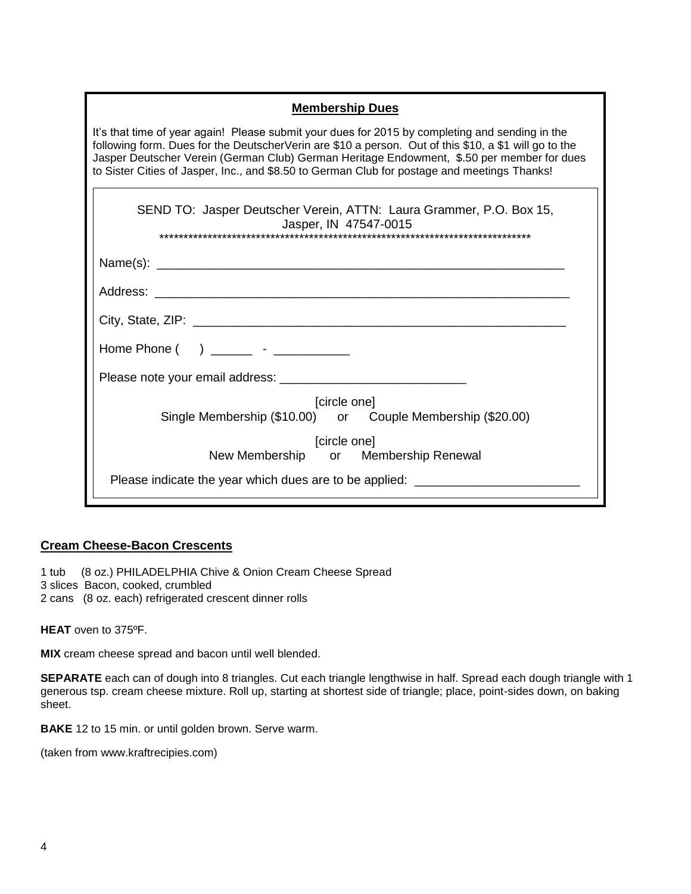## Membership Dues

It's that time of year again! Please submit your dues for 2015 by completing and sending in the following form. Dues for the DeutscherVerin are $10 a person. Out of this $10, a $1 will go to the Jasper Deutscher Verein (German Club) German Heritage Endowment, $.50 per member for dues to Sister Cities of Jasper, Inc., and $8.50 to German Club for postage and meetings Thanks!

SEND TO: Jasper Deutscher Verein, ATTN: Laura Grammer, P.O. Box 15, Jasper, IN 47547-0015

******************************************************************************

Name(s): ____________________________________________________________

Address: _____________________________________________________________

City, State, ZIP: _______________________________________________________

Home Phone ( ) ______ - ___________

Please note your email address: ___________________________

[circle one]
Single Membership ($10.00) or Couple Membership ($20.00)

[circle one]
New Membership or Membership Renewal

Please indicate the year which dues are to be applied: ________________________

## Cream Cheese-Bacon Crescents

1 tub (8 oz.) PHILADELPHIA Chive & Onion Cream Cheese Spread
3 slices Bacon, cooked, crumbled
2 cans (8 oz. each) refrigerated crescent dinner rolls

**HEAT** oven to 375ºF.

**MIX** cream cheese spread and bacon until well blended.

**SEPARATE** each can of dough into 8 triangles. Cut each triangle lengthwise in half. Spread each dough triangle with 1 generous tsp. cream cheese mixture. Roll up, starting at shortest side of triangle; place, point-sides down, on baking sheet.

**BAKE** 12 to 15 min. or until golden brown. Serve warm.

(taken from www.kraftrecipies.com)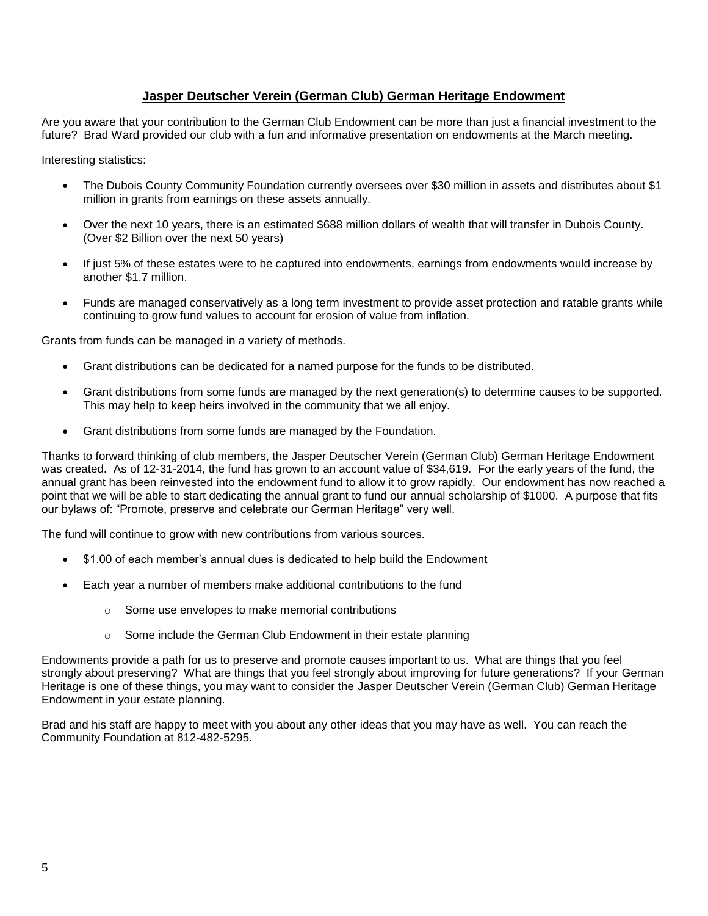## Jasper Deutscher Verein (German Club) German Heritage Endowment

Are you aware that your contribution to the German Club Endowment can be more than just a financial investment to the future? Brad Ward provided our club with a fun and informative presentation on endowments at the March meeting.

Interesting statistics:

- The Dubois County Community Foundation currently oversees over $30 million in assets and distributes about $1 million in grants from earnings on these assets annually.
- Over the next 10 years, there is an estimated $688 million dollars of wealth that will transfer in Dubois County. (Over $2 Billion over the next 50 years)
- If just 5% of these estates were to be captured into endowments, earnings from endowments would increase by another $1.7 million.
- Funds are managed conservatively as a long term investment to provide asset protection and ratable grants while continuing to grow fund values to account for erosion of value from inflation.

Grants from funds can be managed in a variety of methods.

- Grant distributions can be dedicated for a named purpose for the funds to be distributed.
- Grant distributions from some funds are managed by the next generation(s) to determine causes to be supported. This may help to keep heirs involved in the community that we all enjoy.
- Grant distributions from some funds are managed by the Foundation.

Thanks to forward thinking of club members, the Jasper Deutscher Verein (German Club) German Heritage Endowment was created. As of 12-31-2014, the fund has grown to an account value of $34,619. For the early years of the fund, the annual grant has been reinvested into the endowment fund to allow it to grow rapidly. Our endowment has now reached a point that we will be able to start dedicating the annual grant to fund our annual scholarship of $1000. A purpose that fits our bylaws of: "Promote, preserve and celebrate our German Heritage" very well.

The fund will continue to grow with new contributions from various sources.

- $1.00 of each member's annual dues is dedicated to help build the Endowment
- Each year a number of members make additional contributions to the fund
  - Some use envelopes to make memorial contributions
  - Some include the German Club Endowment in their estate planning

Endowments provide a path for us to preserve and promote causes important to us. What are things that you feel strongly about preserving? What are things that you feel strongly about improving for future generations? If your German Heritage is one of these things, you may want to consider the Jasper Deutscher Verein (German Club) German Heritage Endowment in your estate planning.

Brad and his staff are happy to meet with you about any other ideas that you may have as well. You can reach the Community Foundation at 812-482-5295.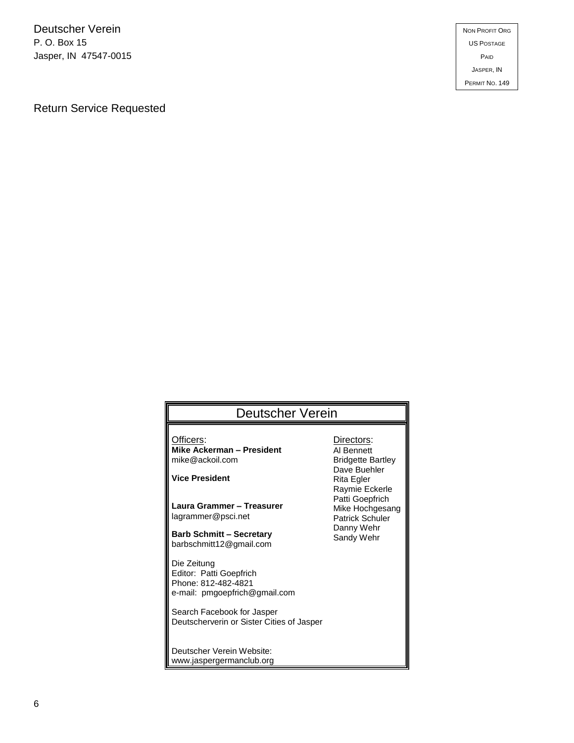Deutscher Verein
P. O. Box 15
Jasper, IN 47547-0015

NON PROFIT ORG
US POSTAGE
PAID
JASPER, IN
PERMIT NO. 149

Return Service Requested

## Deutscher Verein

Officers:

**Mike Ackerman – President**
mike@ackoil.com

**Vice President**

**Laura Grammer – Treasurer**
lagrammer@psci.net

**Barb Schmitt – Secretary**
barbschmitt12@gmail.com

Die Zeitung
Editor: Patti Goepfrich
Phone: 812-482-4821
e-mail: pmgoepfrich@gmail.com

Search Facebook for Jasper Deutscherverin or Sister Cities of Jasper

Deutscher Verein Website:
www.jaspergermanclub.org

Directors:

Al Bennett
Bridgette Bartley
Dave Buehler
Rita Egler
Raymie Eckerle
Patti Goepfrich
Mike Hochgesang
Patrick Schuler
Danny Wehr
Sandy Wehr